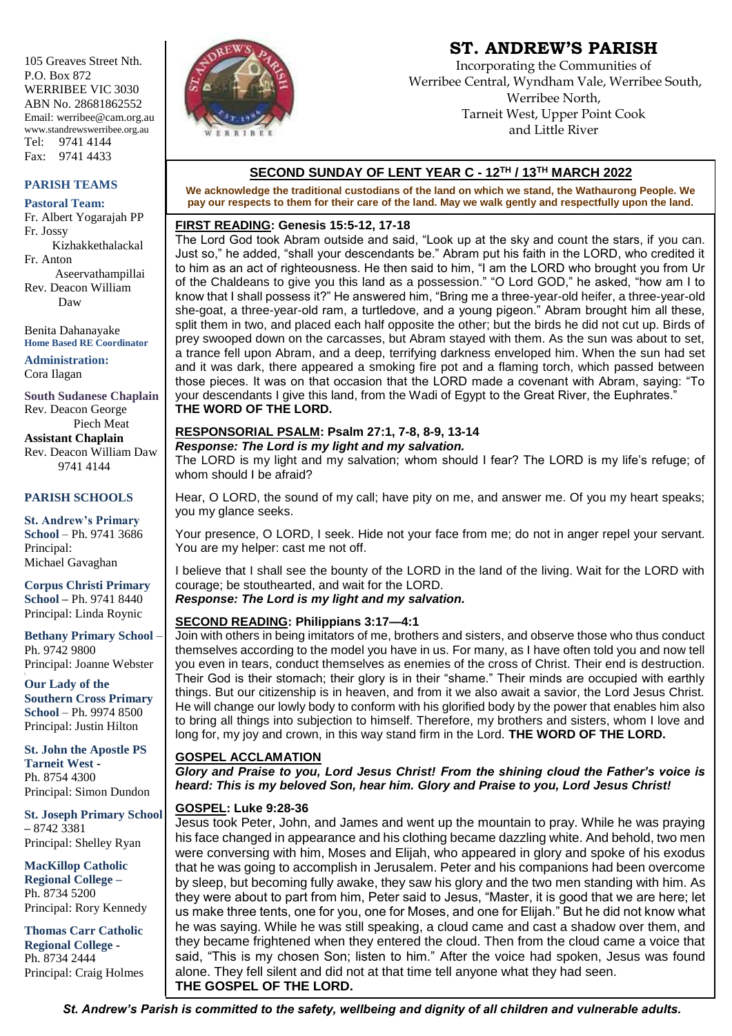105 Greaves Street Nth.
P.O. Box 872
WERRIBEE VIC 3030
ABN No. 28681862552
Email: werribee@cam.org.au
www.standrewswerribee.org.au
Tel: 9741 4144
Fax: 9741 4433

**PARISH TEAMS**

**Pastoral Team:**
Fr. Albert Yogarajah PP
Fr. Jossy Kizhakkethalackal
Fr. Anton Aseervathampillai
Rev. Deacon William Daw

Benita Dahanayake
**Home Based RE Coordinator**

**Administration:**
Cora Ilagan

**South Sudanese Chaplain**
Rev. Deacon George Piech Meat
**Assistant Chaplain**
Rev. Deacon William Daw
9741 4144

**PARISH SCHOOLS**

**St. Andrew's Primary School** – Ph. 9741 3686
Principal: Michael Gavaghan

**Corpus Christi Primary School** – Ph. 9741 8440
Principal: Linda Roynic

**Bethany Primary School** – Ph. 9742 9800
Principal: Joanne Webster

**Our Lady of the Southern Cross Primary School** – Ph. 9974 8500
Principal: Justin Hilton

**St. John the Apostle PS Tarneit West** - Ph. 8754 4300
Principal: Simon Dundon

**St. Joseph Primary School** – 8742 3381
Principal: Shelley Ryan

**MacKillop Catholic Regional College** – Ph. 8734 5200
Principal: Rory Kennedy

**Thomas Carr Catholic Regional College** - Ph. 8734 2444
Principal: Craig Holmes

# ST. ANDREW'S PARISH

Incorporating the Communities of
Werribee Central, Wyndham Vale, Werribee South,
Werribee North,
Tarneit West, Upper Point Cook
and Little River

## SECOND SUNDAY OF LENT YEAR C - 12TH / 13TH MARCH 2022

**We acknowledge the traditional custodians of the land on which we stand, the Wathaurong People. We pay our respects to them for their care of the land. May we walk gently and respectfully upon the land.**

**FIRST READING: Genesis 15:5-12, 17-18**

The Lord God took Abram outside and said, "Look up at the sky and count the stars, if you can. Just so," he added, "shall your descendants be." Abram put his faith in the LORD, who credited it to him as an act of righteousness. He then said to him, "I am the LORD who brought you from Ur of the Chaldeans to give you this land as a possession." "O Lord GOD," he asked, "how am I to know that I shall possess it?" He answered him, "Bring me a three-year-old heifer, a three-year-old she-goat, a three-year-old ram, a turtledove, and a young pigeon." Abram brought him all these, split them in two, and placed each half opposite the other; but the birds he did not cut up. Birds of prey swooped down on the carcasses, but Abram stayed with them. As the sun was about to set, a trance fell upon Abram, and a deep, terrifying darkness enveloped him. When the sun had set and it was dark, there appeared a smoking fire pot and a flaming torch, which passed between those pieces. It was on that occasion that the LORD made a covenant with Abram, saying: "To your descendants I give this land, from the Wadi of Egypt to the Great River, the Euphrates."
**THE WORD OF THE LORD.**

**RESPONSORIAL PSALM: Psalm 27:1, 7-8, 8-9, 13-14**
***Response: The Lord is my light and my salvation.***
The LORD is my light and my salvation; whom should I fear? The LORD is my life's refuge; of whom should I be afraid?

Hear, O LORD, the sound of my call; have pity on me, and answer me. Of you my heart speaks; you my glance seeks.

Your presence, O LORD, I seek. Hide not your face from me; do not in anger repel your servant. You are my helper: cast me not off.

I believe that I shall see the bounty of the LORD in the land of the living. Wait for the LORD with courage; be stouthearted, and wait for the LORD.
***Response: The Lord is my light and my salvation.***

**SECOND READING: Philippians 3:17—4:1**

Join with others in being imitators of me, brothers and sisters, and observe those who thus conduct themselves according to the model you have in us. For many, as I have often told you and now tell you even in tears, conduct themselves as enemies of the cross of Christ. Their end is destruction. Their God is their stomach; their glory is in their "shame." Their minds are occupied with earthly things. But our citizenship is in heaven, and from it we also await a savior, the Lord Jesus Christ. He will change our lowly body to conform with his glorified body by the power that enables him also to bring all things into subjection to himself. Therefore, my brothers and sisters, whom I love and long for, my joy and crown, in this way stand firm in the Lord. **THE WORD OF THE LORD.**

**GOSPEL ACCLAMATION**
***Glory and Praise to you, Lord Jesus Christ! From the shining cloud the Father's voice is heard: This is my beloved Son, hear him. Glory and Praise to you, Lord Jesus Christ!***

**GOSPEL: Luke 9:28-36**

Jesus took Peter, John, and James and went up the mountain to pray. While he was praying his face changed in appearance and his clothing became dazzling white. And behold, two men were conversing with him, Moses and Elijah, who appeared in glory and spoke of his exodus that he was going to accomplish in Jerusalem. Peter and his companions had been overcome by sleep, but becoming fully awake, they saw his glory and the two men standing with him. As they were about to part from him, Peter said to Jesus, "Master, it is good that we are here; let us make three tents, one for you, one for Moses, and one for Elijah." But he did not know what he was saying. While he was still speaking, a cloud came and cast a shadow over them, and they became frightened when they entered the cloud. Then from the cloud came a voice that said, "This is my chosen Son; listen to him." After the voice had spoken, Jesus was found alone. They fell silent and did not at that time tell anyone what they had seen.
**THE GOSPEL OF THE LORD.**

***St. Andrew's Parish is committed to the safety, wellbeing and dignity of all children and vulnerable adults.***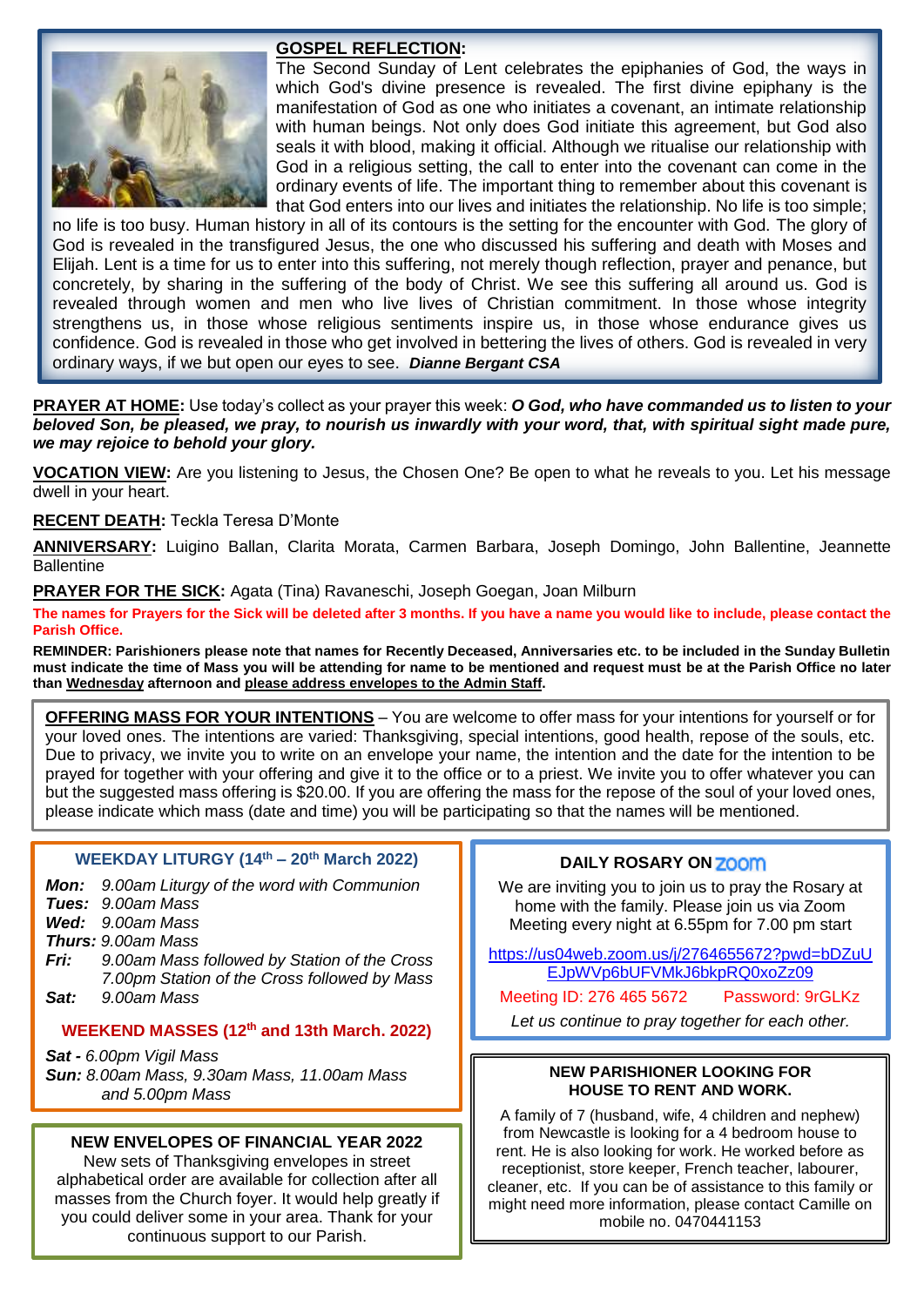## GOSPEL REFLECTION:

The Second Sunday of Lent celebrates the epiphanies of God, the ways in which God's divine presence is revealed. The first divine epiphany is the manifestation of God as one who initiates a covenant, an intimate relationship with human beings. Not only does God initiate this agreement, but God also seals it with blood, making it official. Although we ritualise our relationship with God in a religious setting, the call to enter into the covenant can come in the ordinary events of life. The important thing to remember about this covenant is that God enters into our lives and initiates the relationship. No life is too simple; no life is too busy. Human history in all of its contours is the setting for the encounter with God. The glory of God is revealed in the transfigured Jesus, the one who discussed his suffering and death with Moses and Elijah. Lent is a time for us to enter into this suffering, not merely though reflection, prayer and penance, but concretely, by sharing in the suffering of the body of Christ. We see this suffering all around us. God is revealed through women and men who live lives of Christian commitment. In those whose integrity strengthens us, in those whose religious sentiments inspire us, in those whose endurance gives us confidence. God is revealed in those who get involved in bettering the lives of others. God is revealed in very ordinary ways, if we but open our eyes to see. ***Dianne Bergant CSA***

**PRAYER AT HOME:** Use today's collect as your prayer this week: ***O God, who have commanded us to listen to your beloved Son, be pleased, we pray, to nourish us inwardly with your word, that, with spiritual sight made pure, we may rejoice to behold your glory.***

**VOCATION VIEW:** Are you listening to Jesus, the Chosen One? Be open to what he reveals to you. Let his message dwell in your heart.

**RECENT DEATH:** Teckla Teresa D'Monte

**ANNIVERSARY:** Luigino Ballan, Clarita Morata, Carmen Barbara, Joseph Domingo, John Ballentine, Jeannette Ballentine

**PRAYER FOR THE SICK:** Agata (Tina) Ravaneschi, Joseph Goegan, Joan Milburn

**The names for Prayers for the Sick will be deleted after 3 months. If you have a name you would like to include, please contact the Parish Office.**

**REMINDER: Parishioners please note that names for Recently Deceased, Anniversaries etc. to be included in the Sunday Bulletin must indicate the time of Mass you will be attending for name to be mentioned and request must be at the Parish Office no later than Wednesday afternoon and please address envelopes to the Admin Staff.**

**OFFERING MASS FOR YOUR INTENTIONS** – You are welcome to offer mass for your intentions for yourself or for your loved ones. The intentions are varied: Thanksgiving, special intentions, good health, repose of the souls, etc. Due to privacy, we invite you to write on an envelope your name, the intention and the date for the intention to be prayed for together with your offering and give it to the office or to a priest. We invite you to offer whatever you can but the suggested mass offering is $20.00. If you are offering the mass for the repose of the soul of your loved ones, please indicate which mass (date and time) you will be participating so that the names will be mentioned.

### WEEKDAY LITURGY (14th – 20th March 2022)

***Mon:*** *9.00am Liturgy of the word with Communion*
***Tues:*** *9.00am Mass*
***Wed:*** *9.00am Mass*
***Thurs:*** *9.00am Mass*
***Fri:*** *9.00am Mass followed by Station of the Cross*
*7.00pm Station of the Cross followed by Mass*
***Sat:*** *9.00am Mass*

### WEEKEND MASSES (12th and 13th March. 2022)

***Sat -*** *6.00pm Vigil Mass*
***Sun:*** *8.00am Mass, 9.30am Mass, 11.00am Mass and 5.00pm Mass*

### NEW ENVELOPES OF FINANCIAL YEAR 2022

New sets of Thanksgiving envelopes in street alphabetical order are available for collection after all masses from the Church foyer. It would help greatly if you could deliver some in your area. Thank for your continuous support to our Parish.

### DAILY ROSARY ON ZOOM

We are inviting you to join us to pray the Rosary at home with the family. Please join us via Zoom Meeting every night at 6.55pm for 7.00 pm start

https://us04web.zoom.us/j/2764655672?pwd=bDZuUEJpWVp6bUFVMkJ6bkpRQ0xoZz09

Meeting ID: 276 465 5672 Password: 9rGLKz

*Let us continue to pray together for each other.*

### NEW PARISHIONER LOOKING FOR HOUSE TO RENT AND WORK.

A family of 7 (husband, wife, 4 children and nephew) from Newcastle is looking for a 4 bedroom house to rent. He is also looking for work. He has worked before as receptionist, store keeper, French teacher, labourer, cleaner, etc. If you can be of assistance to this family or might need more information, please contact Camille on mobile no. 0470441153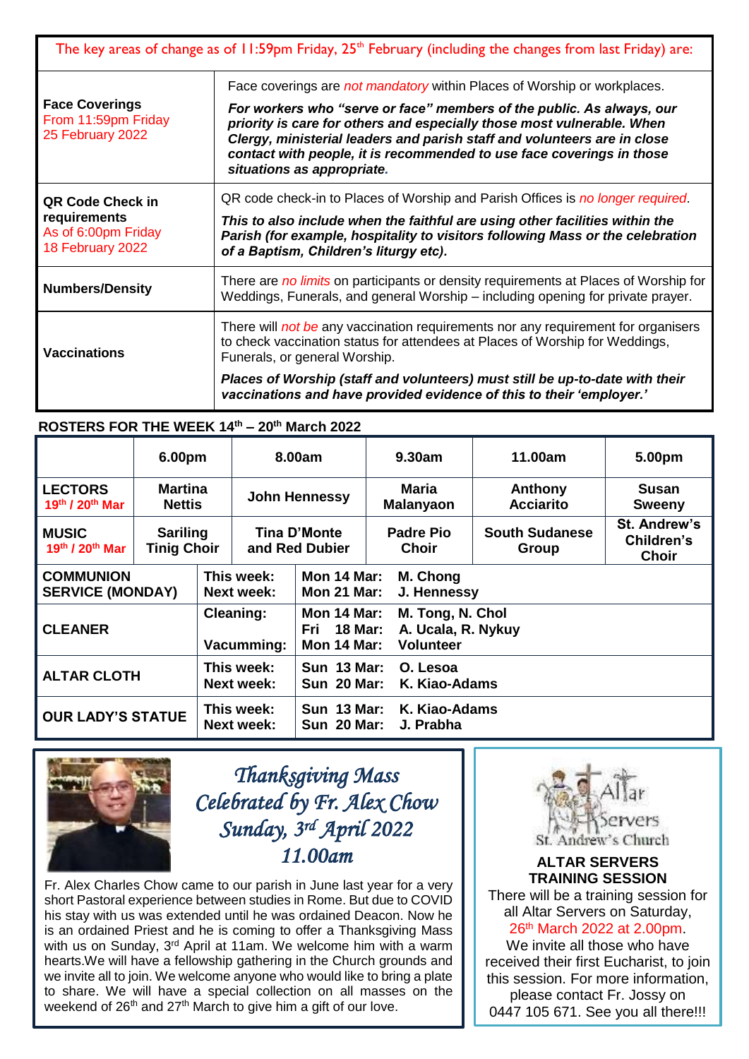| The key areas of change as of 11:59pm Friday, 25th February (including the changes from last Friday) are: | |
|---|---|
| **Face Coverings** From 11:59pm Friday 25 February 2022 | Face coverings are *not mandatory* within Places of Worship or workplaces. ***For workers who "serve or face" members of the public. As always, our priority is care for others and especially those most vulnerable. When Clergy, ministerial leaders and parish staff and volunteers are in close contact with people, it is recommended to use face coverings in those situations as appropriate.*** |
| **QR Code Check in requirements** As of 6:00pm Friday 18 February 2022 | QR code check-in to Places of Worship and Parish Offices is *no longer required*. ***This to also include when the faithful are using other facilities within the Parish (for example, hospitality to visitors following Mass or the celebration of a Baptism, Children's liturgy etc).*** |
| **Numbers/Density** | There are *no limits* on participants or density requirements at Places of Worship for Weddings, Funerals, and general Worship – including opening for private prayer. |
| **Vaccinations** | There will *not be* any vaccination requirements nor any requirement for organisers to check vaccination status for attendees at Places of Worship for Weddings, Funerals, or general Worship. ***Places of Worship (staff and volunteers) must still be up-to-date with their vaccinations and have provided evidence of this to their 'employer.'*** |

## ROSTERS FOR THE WEEK 14th – 20th March 2022

| | 6.00pm | 8.00am | 9.30am | 11.00am | 5.00pm |
|---|---|---|---|---|---|
| **LECTORS** 19th / 20th Mar | **Martina Nettis** | **John Hennessy** | **Maria Malanyaon** | **Anthony Acciarito** | **Susan Sweeny** |
| **MUSIC** 19th / 20th Mar | **Sariling Tinig Choir** | **Tina D'Monte and Red Dubier** | **Padre Pio Choir** | **South Sudanese Group** | **St. Andrew's Children's Choir** |

| | | | |
|---|---|---|---|
| **COMMUNION SERVICE (MONDAY)** | **This week:** **Next week:** | **Mon 14 Mar:** **Mon 21 Mar:** | **M. Chong** **J. Hennessy** |
| **CLEANER** | **Cleaning:** **Vacumming:** | **Mon 14 Mar:** **Fri 18 Mar:** **Mon 14 Mar:** | **M. Tong, N. Chol** **A. Ucala, R. Nykuy** **Volunteer** |
| **ALTAR CLOTH** | **This week:** **Next week:** | **Sun 13 Mar:** **Sun 20 Mar:** | **O. Lesoa** **K. Kiao-Adams** |
| **OUR LADY'S STATUE** | **This week:** **Next week:** | **Sun 13 Mar:** **Sun 20 Mar:** | **K. Kiao-Adams** **J. Prabha** |

## *Thanksgiving Mass Celebrated by Fr. Alex Chow Sunday, 3rd April 2022 11.00am*

Fr. Alex Charles Chow came to our parish in June last year for a very short Pastoral experience between studies in Rome. But due to COVID his stay with us was extended until he was ordained Deacon. Now he is an ordained Priest and he is coming to offer a Thanksgiving Mass with us on Sunday, 3rd April at 11am. We welcome him with a warm hearts.We will have a fellowship gathering in the Church grounds and we invite all to join. We welcome anyone who would like to bring a plate to share. We will have a special collection on all masses on the weekend of 26th and 27th March to give him a gift of our love.

Altar Servers St. Andrew's Church

**ALTAR SERVERS TRAINING SESSION**

There will be a training session for all Altar Servers on Saturday, 26th March 2022 at 2.00pm. We invite all those who have received their first Eucharist, to join this session. For more information, please contact Fr. Jossy on 0447 105 671. See you all there!!!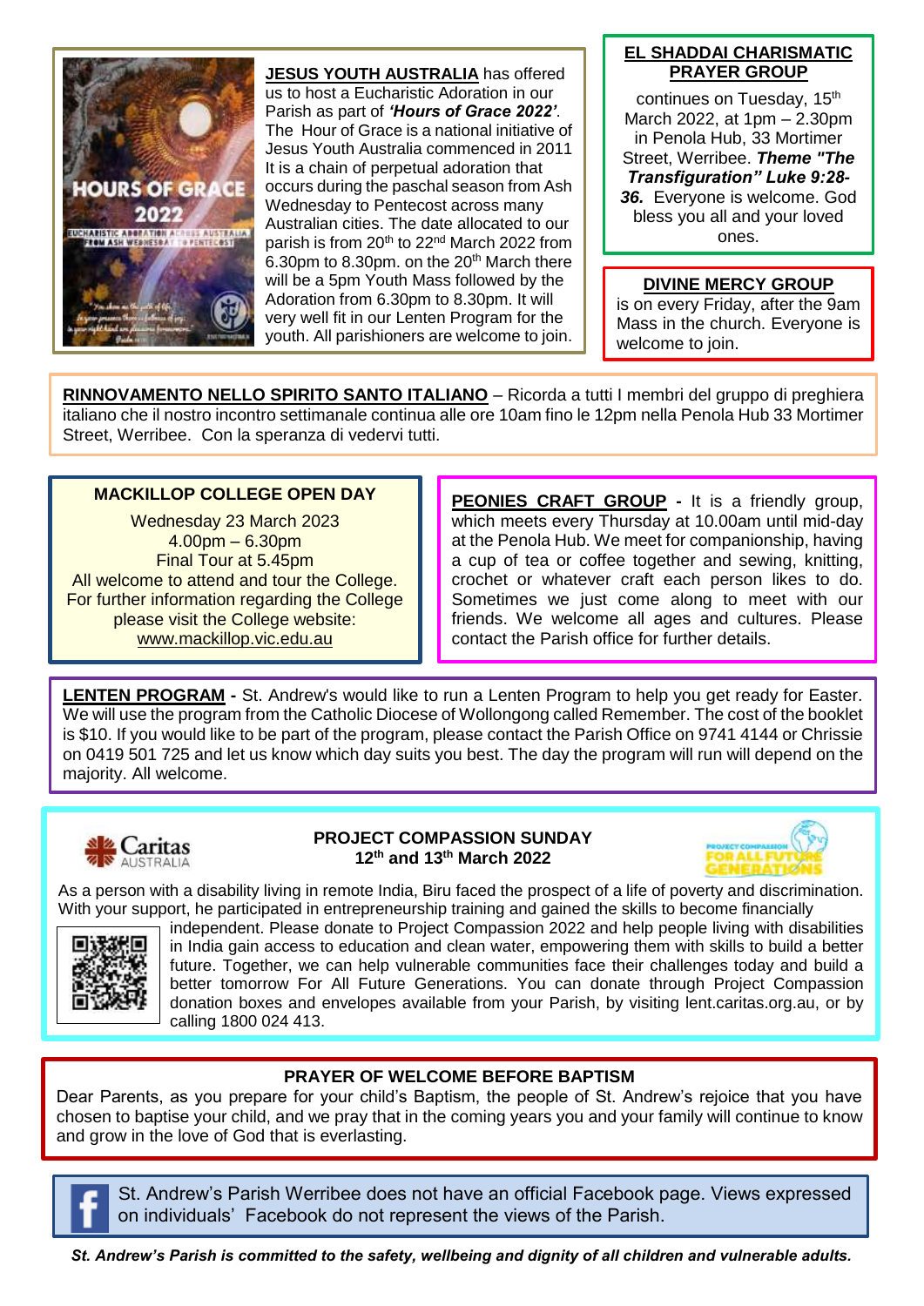**JESUS YOUTH AUSTRALIA** has offered us to host a Eucharistic Adoration in our Parish as part of ***'Hours of Grace 2022'***. The Hour of Grace is a national initiative of Jesus Youth Australia commenced in 2011 It is a chain of perpetual adoration that occurs during the paschal season from Ash Wednesday to Pentecost across many Australian cities. The date allocated to our parish is from 20th to 22nd March 2022 from 6.30pm to 8.30pm. on the 20th March there will be a 5pm Youth Mass followed by the Adoration from 6.30pm to 8.30pm. It will very well fit in our Lenten Program for the youth. All parishioners are welcome to join.

**EL SHADDAI CHARISMATIC PRAYER GROUP**

continues on Tuesday, 15th March 2022, at 1pm – 2.30pm in Penola Hub, 33 Mortimer Street, Werribee. ***Theme "The Transfiguration" Luke 9:28-36.*** Everyone is welcome. God bless you all and your loved ones.

**DIVINE MERCY GROUP**

is on every Friday, after the 9am Mass in the church. Everyone is welcome to join.

**RINNOVAMENTO NELLO SPIRITO SANTO ITALIANO** – Ricorda a tutti I membri del gruppo di preghiera italiano che il nostro incontro settimanale continua alle ore 10am fino le 12pm nella Penola Hub 33 Mortimer Street, Werribee. Con la speranza di vedervi tutti.

**MACKILLOP COLLEGE OPEN DAY**

Wednesday 23 March 2023
4.00pm – 6.30pm
Final Tour at 5.45pm
All welcome to attend and tour the College.
For further information regarding the College please visit the College website:
www.mackillop.vic.edu.au

**PEONIES CRAFT GROUP** - It is a friendly group, which meets every Thursday at 10.00am until mid-day at the Penola Hub. We meet for companionship, having a cup of tea or coffee together and sewing, knitting, crochet or whatever craft each person likes to do. Sometimes we just come along to meet with our friends. We welcome all ages and cultures. Please contact the Parish office for further details.

**LENTEN PROGRAM** - St. Andrew's would like to run a Lenten Program to help you get ready for Easter. We will use the program from the Catholic Diocese of Wollongong called Remember. The cost of the booklet is $10. If you would like to be part of the program, please contact the Parish Office on 9741 4144 or Chrissie on 0419 501 725 and let us know which day suits you best. The day the program will run will depend on the majority. All welcome.

**PROJECT COMPASSION SUNDAY**
**12th and 13th March 2022**

As a person with a disability living in remote India, Biru faced the prospect of a life of poverty and discrimination. With your support, he participated in entrepreneurship training and gained the skills to become financially independent. Please donate to Project Compassion 2022 and help people living with disabilities in India gain access to education and clean water, empowering them with skills to build a better future. Together, we can help vulnerable communities face their challenges today and build a better tomorrow For All Future Generations. You can donate through Project Compassion donation boxes and envelopes available from your Parish, by visiting lent.caritas.org.au, or by calling 1800 024 413.

**PRAYER OF WELCOME BEFORE BAPTISM**

Dear Parents, as you prepare for your child's Baptism, the people of St. Andrew's rejoice that you have chosen to baptise your child, and we pray that in the coming years you and your family will continue to know and grow in the love of God that is everlasting.

St. Andrew's Parish Werribee does not have an official Facebook page. Views expressed on individuals' Facebook do not represent the views of the Parish.

***St. Andrew's Parish is committed to the safety, wellbeing and dignity of all children and vulnerable adults.***